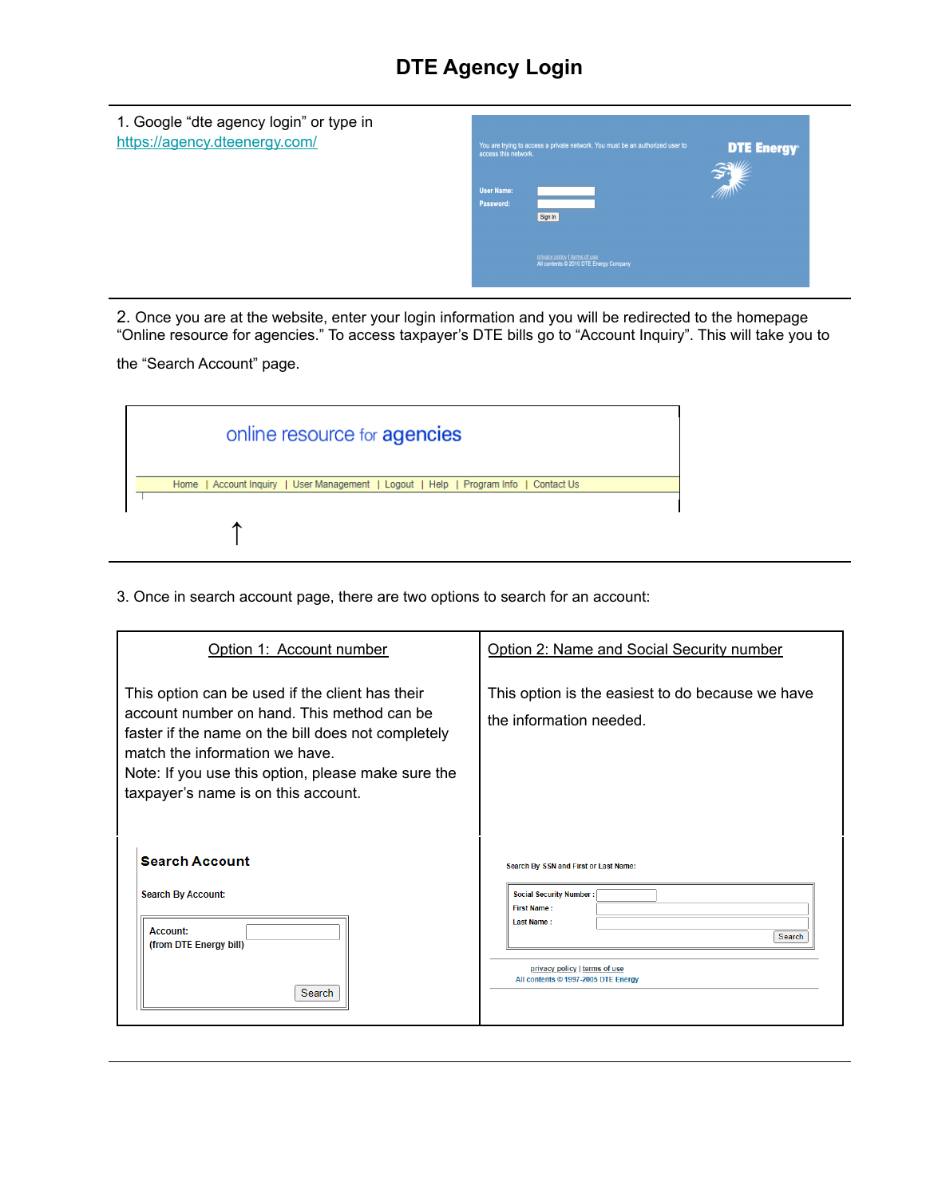# DTE Agency Login

1. Google "dte agency login" or type in https://agency.dteenergy.com/

You are trying to access a private network. You must be an authorized user to access this network.

DTE Energy

User Name:

Password:

Sign In

privacy policy | terms of use
All contents © 2010 DTE Energy Company

2. Once you are at the website, enter your login information and you will be redirected to the homepage "Online resource for agencies." To access taxpayer's DTE bills go to "Account Inquiry". This will take you to the "Search Account" page.

online resource for agencies

Home | Account Inquiry | User Management | Logout | Help | Program Info | Contact Us

↑

3. Once in search account page, there are two options to search for an account:

| Option 1: Account number | Option 2: Name and Social Security number |
|---|---|
| This option can be used if the client has their account number on hand. This method can be faster if the name on the bill does not completely match the information we have.<br>Note: If you use this option, please make sure the taxpayer's name is on this account. | This option is the easiest to do because we have the information needed. |
| **Search Account**<br>Search By Account:<br>Account:<br>(from DTE Energy bill)<br>Search | Search By SSN and First or Last Name:<br>Social Security Number :<br>First Name :<br>Last Name :<br>Search<br>privacy policy \| terms of use<br>All contents © 1997-2005 DTE Energy |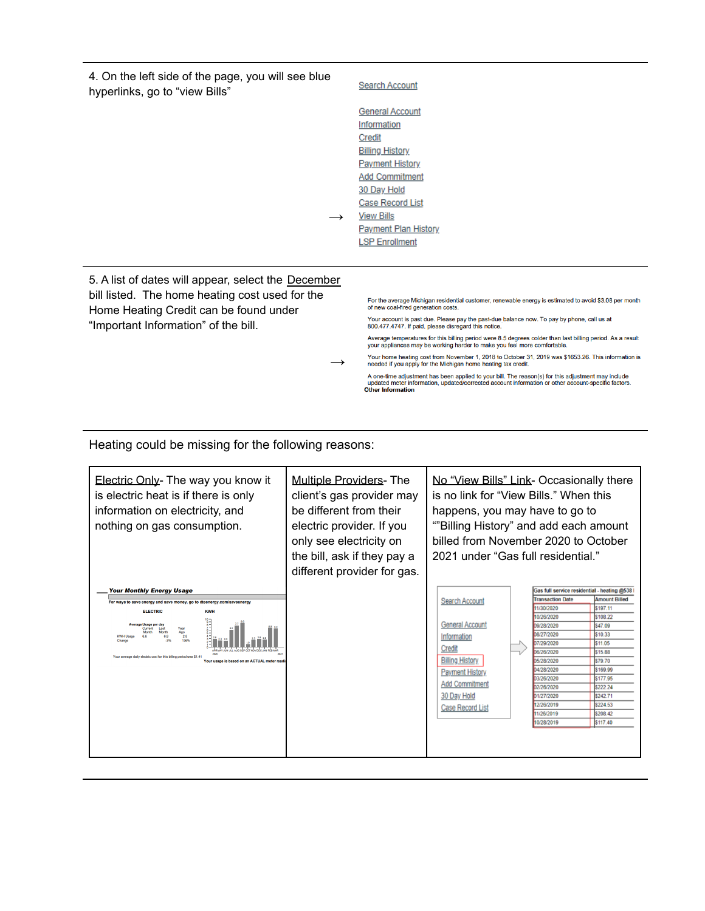4. On the left side of the page, you will see blue hyperlinks, go to "view Bills"

Search Account

General Account Information
Credit
Billing History
Payment History
Add Commitment
30 Day Hold
Case Record List
→ View Bills
Payment Plan History
LSP Enrollment

5. A list of dates will appear, select the December bill listed. The home heating cost used for the Home Heating Credit can be found under "Important Information" of the bill.

For the average Michigan residential customer, renewable energy is estimated to avoid $3.08 per month of new coal-fired generation costs.

Your account is past due. Please pay the past-due balance now. To pay by phone, call us at 800.477.4747. If paid, please disregard this notice.

Average temperatures for this billing period were 8.5 degrees colder than last billing period. As a result your appliances may be working harder to make you feel more comfortable.

→ Your home heating cost from November 1, 2018 to October 31, 2019 was $1653.26. This information is needed if you apply for the Michigan home heating tax credit.

A one-time adjustment has been applied to your bill. The reason(s) for this adjustment may include updated meter information, updated/corrected account information or other account-specific factors.
Other Information

Heating could be missing for the following reasons:

| | | |
|---|---|---|
| Electric Only- The way you know it is electric heat is if there is only information on electricity, and nothing on gas consumption. | Multiple Providers- The client's gas provider may be different from their electric provider. If you only see electricity on the bill, ask if they pay a different provider for gas. | No "View Bills" Link- Occasionally there is no link for "View Bills." When this happens, you may have to go to ""Billing History" and add each amount billed from November 2020 to October 2021 under "Gas full residential." |

Your Monthly Energy Usage
For ways to save energy and save money, go to dteenergy.com/saveenergy
ELECTRIC
KWH
Average Usage per day
Current Month Last Month Year Ago
KWH Usage 6.6 6.8 2.8
Change -3% 136%
Your average daily electric cost for this billing period was $1.41
Your usage is based on an ACTUAL meter readi

Search Account
General Account Information
Credit
Billing History
Payment History
Add Commitment
30 Day Hold
Case Record List

| Gas full service residential - heating @538 | |
|---|---|
| Transaction Date | Amount Billed |
| 11/30/2020 | $197.11 |
| 10/26/2020 | $108.22 |
| 09/28/2020 | $47.09 |
| 08/27/2020 | $10.33 |
| 07/29/2020 | $11.05 |
| 06/26/2020 | $15.88 |
| 05/28/2020 | $79.70 |
| 04/28/2020 | $169.99 |
| 03/26/2020 | $177.95 |
| 02/26/2020 | $222.24 |
| 01/27/2020 | $242.71 |
| 12/26/2019 | $224.53 |
| 11/26/2019 | $208.42 |
| 10/28/2019 | $117.40 |